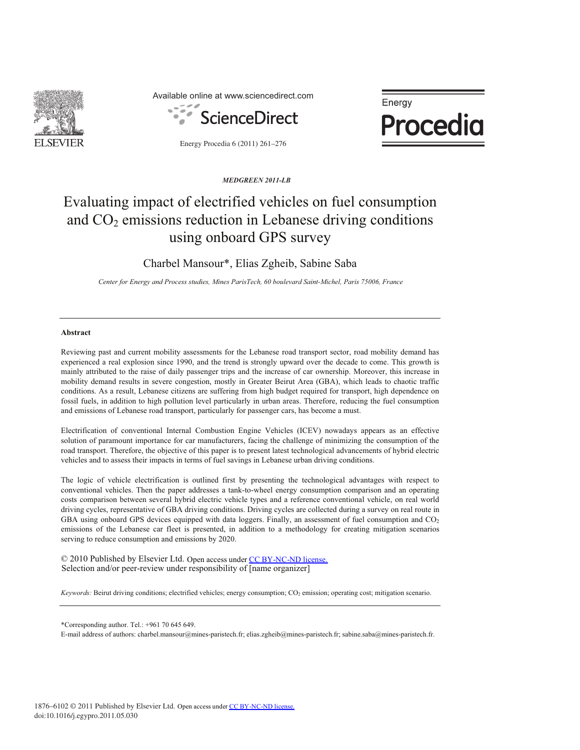*MEDGREEN 2011-LB*

# Evaluating impact of electrified vehicles on fuel consumption and $CO_2$ emissions reduction in Lebanese driving conditions using onboard GPS survey

Charbel Mansour*, Elias Zgheib, Sabine Saba

*Center for Energy and Process studies, Mines ParisTech, 60 boulevard Saint-Michel, Paris 75006, France*

---

## Abstract

Reviewing past and current mobility assessments for the Lebanese road transport sector, road mobility demand has experienced a real explosion since 1990, and the trend is strongly upward over the decade to come. This growth is mainly attributed to the raise of daily passenger trips and the increase of car ownership. Moreover, this increase in mobility demand results in severe congestion, mostly in Greater Beirut Area (GBA), which leads to chaotic traffic conditions. As a result, Lebanese citizens are suffering from high budget required for transport, high dependence on fossil fuels, in addition to high pollution level particularly in urban areas. Therefore, reducing the fuel consumption and emissions of Lebanese road transport, particularly for passenger cars, has become a must.

Electrification of conventional Internal Combustion Engine Vehicles (ICEV) nowadays appears as an effective solution of paramount importance for car manufacturers, facing the challenge of minimizing the consumption of the road transport. Therefore, the objective of this paper is to present latest technological advancements of hybrid electric vehicles and to assess their impacts in terms of fuel savings in Lebanese urban driving conditions.

The logic of vehicle electrification is outlined first by presenting the technological advantages with respect to conventional vehicles. Then the paper addresses a tank-to-wheel energy consumption comparison and an operating costs comparison between several hybrid electric vehicle types and a reference conventional vehicle, on real world driving cycles, representative of GBA driving conditions. Driving cycles are collected during a survey on real route in GBA using onboard GPS devices equipped with data loggers. Finally, an assessment of fuel consumption and $CO_2$ emissions of the Lebanese car fleet is presented, in addition to a methodology for creating mitigation scenarios serving to reduce consumption and emissions by 2020.

© 2010 Published by Elsevier Ltd. Open access under CC BY-NC-ND license.
Selection and/or peer-review under responsibility of [name organizer]

*Keywords:* Beirut driving conditions; electrified vehicles; energy consumption; $CO_2$ emission; operating cost; mitigation scenario.

---

*Corresponding author. Tel.: +961 70 645 649.
E-mail address of authors: charbel.mansour@mines-paristech.fr; elias.zgheib@mines-paristech.fr; sabine.saba@mines-paristech.fr.

1876–6102 © 2011 Published by Elsevier Ltd. Open access under CC BY-NC-ND license.
doi:10.1016/j.egypro.2011.05.030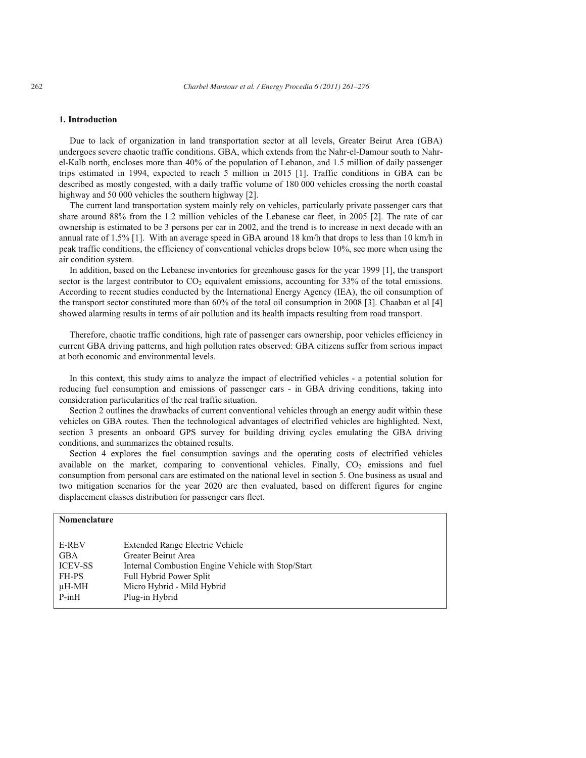## 1. Introduction

Due to lack of organization in land transportation sector at all levels, Greater Beirut Area (GBA) undergoes severe chaotic traffic conditions. GBA, which extends from the Nahr-el-Damour south to Nahr-el-Kalb north, encloses more than 40% of the population of Lebanon, and 1.5 million of daily passenger trips estimated in 1994, expected to reach 5 million in 2015 [1]. Traffic conditions in GBA can be described as mostly congested, with a daily traffic volume of 180 000 vehicles crossing the north coastal highway and 50 000 vehicles the southern highway [2].

The current land transportation system mainly rely on vehicles, particularly private passenger cars that share around 88% from the 1.2 million vehicles of the Lebanese car fleet, in 2005 [2]. The rate of car ownership is estimated to be 3 persons per car in 2002, and the trend is to increase in next decade with an annual rate of 1.5% [1]. With an average speed in GBA around 18 km/h that drops to less than 10 km/h in peak traffic conditions, the efficiency of conventional vehicles drops below 10%, see more when using the air condition system.

In addition, based on the Lebanese inventories for greenhouse gases for the year 1999 [1], the transport sector is the largest contributor to $CO_2$ equivalent emissions, accounting for 33% of the total emissions. According to recent studies conducted by the International Energy Agency (IEA), the oil consumption of the transport sector constituted more than 60% of the total oil consumption in 2008 [3]. Chaaban et al [4] showed alarming results in terms of air pollution and its health impacts resulting from road transport.

Therefore, chaotic traffic conditions, high rate of passenger cars ownership, poor vehicles efficiency in current GBA driving patterns, and high pollution rates observed: GBA citizens suffer from serious impact at both economic and environmental levels.

In this context, this study aims to analyze the impact of electrified vehicles - a potential solution for reducing fuel consumption and emissions of passenger cars - in GBA driving conditions, taking into consideration particularities of the real traffic situation.

Section 2 outlines the drawbacks of current conventional vehicles through an energy audit within these vehicles on GBA routes. Then the technological advantages of electrified vehicles are highlighted. Next, section 3 presents an onboard GPS survey for building driving cycles emulating the GBA driving conditions, and summarizes the obtained results.

Section 4 explores the fuel consumption savings and the operating costs of electrified vehicles available on the market, comparing to conventional vehicles. Finally, $CO_2$ emissions and fuel consumption from personal cars are estimated on the national level in section 5. One business as usual and two mitigation scenarios for the year 2020 are then evaluated, based on different figures for engine displacement classes distribution for passenger cars fleet.

**Nomenclature**

| | |
|---|---|
| E-REV | Extended Range Electric Vehicle |
| GBA | Greater Beirut Area |
| ICEV-SS | Internal Combustion Engine Vehicle with Stop/Start |
| FH-PS | Full Hybrid Power Split |
| μH-MH | Micro Hybrid - Mild Hybrid |
| P-inH | Plug-in Hybrid |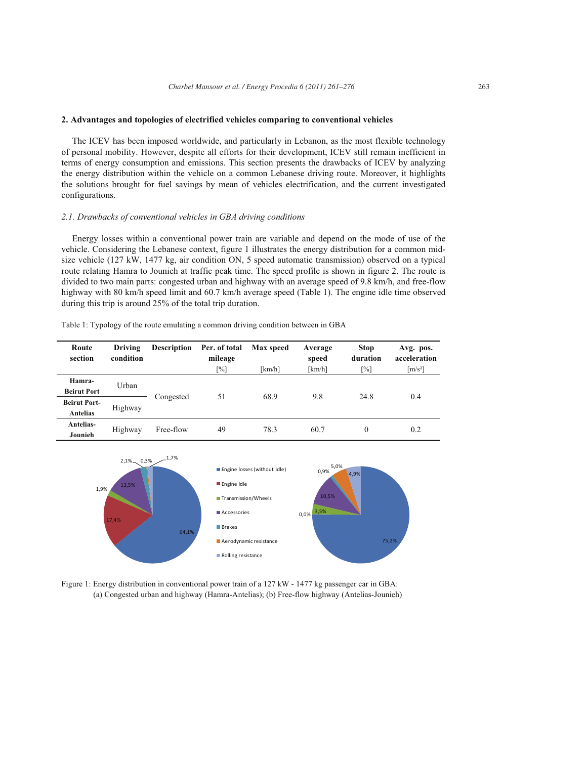## 2. Advantages and topologies of electrified vehicles comparing to conventional vehicles

The ICEV has been imposed worldwide, and particularly in Lebanon, as the most flexible technology of personal mobility. However, despite all efforts for their development, ICEV still remain inefficient in terms of energy consumption and emissions. This section presents the drawbacks of ICEV by analyzing the energy distribution within the vehicle on a common Lebanese driving route. Moreover, it highlights the solutions brought for fuel savings by mean of vehicles electrification, and the current investigated configurations.

### *2.1. Drawbacks of conventional vehicles in GBA driving conditions*

Energy losses within a conventional power train are variable and depend on the mode of use of the vehicle. Considering the Lebanese context, figure 1 illustrates the energy distribution for a common mid-size vehicle (127 kW, 1477 kg, air condition ON, 5 speed automatic transmission) observed on a typical route relating Hamra to Jounieh at traffic peak time. The speed profile is shown in figure 2. The route is divided to two main parts: congested urban and highway with an average speed of 9.8 km/h, and free-flow highway with 80 km/h speed limit and 60.7 km/h average speed (Table 1). The engine idle time observed during this trip is around 25% of the total trip duration.

Table 1: Typology of the route emulating a common driving condition between in GBA

| Route section | Driving condition | Description | Per. of total mileage [%] | Max speed [km/h] | Average speed [km/h] | Stop duration [%] | Avg. pos. acceleration [m/s²] |
|---|---|---|---|---|---|---|---|
| Hamra-Beirut Port | Urban | Congested | 51 | 68.9 | 9.8 | 24.8 | 0.4 |
| Beirut Port-Antelias | Highway | | | | | | |
| Antelias-Jounieh | Highway | Free-flow | 49 | 78.3 | 60.7 | 0 | 0.2 |

Figure 1: Energy distribution in conventional power train of a 127 kW - 1477 kg passenger car in GBA: (a) Congested urban and highway (Hamra-Antelias); (b) Free-flow highway (Antelias-Jounieh)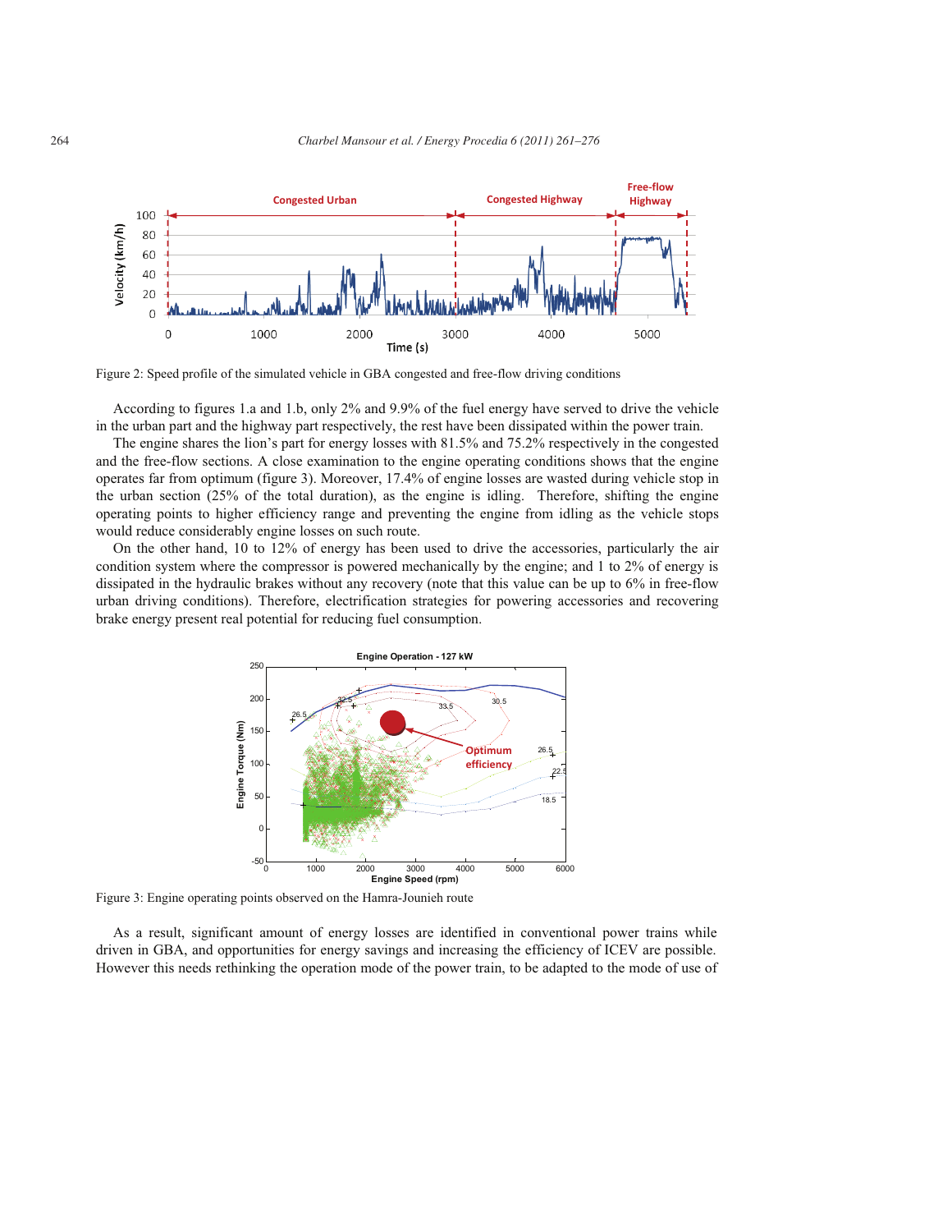Figure 2: Speed profile of the simulated vehicle in GBA congested and free-flow driving conditions

According to figures 1.a and 1.b, only 2% and 9.9% of the fuel energy have served to drive the vehicle in the urban part and the highway part respectively, the rest have been dissipated within the power train.

The engine shares the lion's part for energy losses with 81.5% and 75.2% respectively in the congested and the free-flow sections. A close examination to the engine operating conditions shows that the engine operates far from optimum (figure 3). Moreover, 17.4% of engine losses are wasted during vehicle stop in the urban section (25% of the total duration), as the engine is idling. Therefore, shifting the engine operating points to higher efficiency range and preventing the engine from idling as the vehicle stops would reduce considerably engine losses on such route.

On the other hand, 10 to 12% of energy has been used to drive the accessories, particularly the air condition system where the compressor is powered mechanically by the engine; and 1 to 2% of energy is dissipated in the hydraulic brakes without any recovery (note that this value can be up to 6% in free-flow urban driving conditions). Therefore, electrification strategies for powering accessories and recovering brake energy present real potential for reducing fuel consumption.

Figure 3: Engine operating points observed on the Hamra-Jounieh route

As a result, significant amount of energy losses are identified in conventional power trains while driven in GBA, and opportunities for energy savings and increasing the efficiency of ICEV are possible. However this needs rethinking the operation mode of the power train, to be adapted to the mode of use of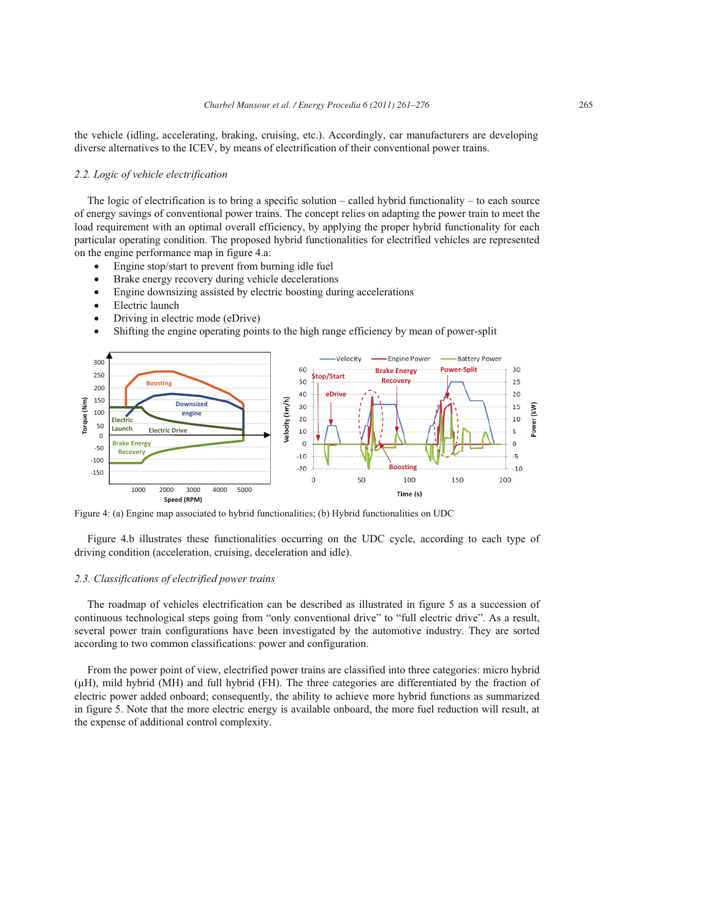the vehicle (idling, accelerating, braking, cruising, etc.). Accordingly, car manufacturers are developing diverse alternatives to the ICEV, by means of electrification of their conventional power trains.

### *2.2. Logic of vehicle electrification*

The logic of electrification is to bring a specific solution – called hybrid functionality – to each source of energy savings of conventional power trains. The concept relies on adapting the power train to meet the load requirement with an optimal overall efficiency, by applying the proper hybrid functionality for each particular operating condition. The proposed hybrid functionalities for electrified vehicles are represented on the engine performance map in figure 4.a:

- Engine stop/start to prevent from burning idle fuel
- Brake energy recovery during vehicle decelerations
- Engine downsizing assisted by electric boosting during accelerations
- Electric launch
- Driving in electric mode (eDrive)
- Shifting the engine operating points to the high range efficiency by mean of power-split

Figure 4: (a) Engine map associated to hybrid functionalities; (b) Hybrid functionalities on UDC

Figure 4.b illustrates these functionalities occurring on the UDC cycle, according to each type of driving condition (acceleration, cruising, deceleration and idle).

### *2.3. Classifications of electrified power trains*

The roadmap of vehicles electrification can be described as illustrated in figure 5 as a succession of continuous technological steps going from "only conventional drive" to "full electric drive". As a result, several power train configurations have been investigated by the automotive industry. They are sorted according to two common classifications: power and configuration.

From the power point of view, electrified power trains are classified into three categories: micro hybrid (µH), mild hybrid (MH) and full hybrid (FH). The three categories are differentiated by the fraction of electric power added onboard; consequently, the ability to achieve more hybrid functions as summarized in figure 5. Note that the more electric energy is available onboard, the more fuel reduction will result, at the expense of additional control complexity.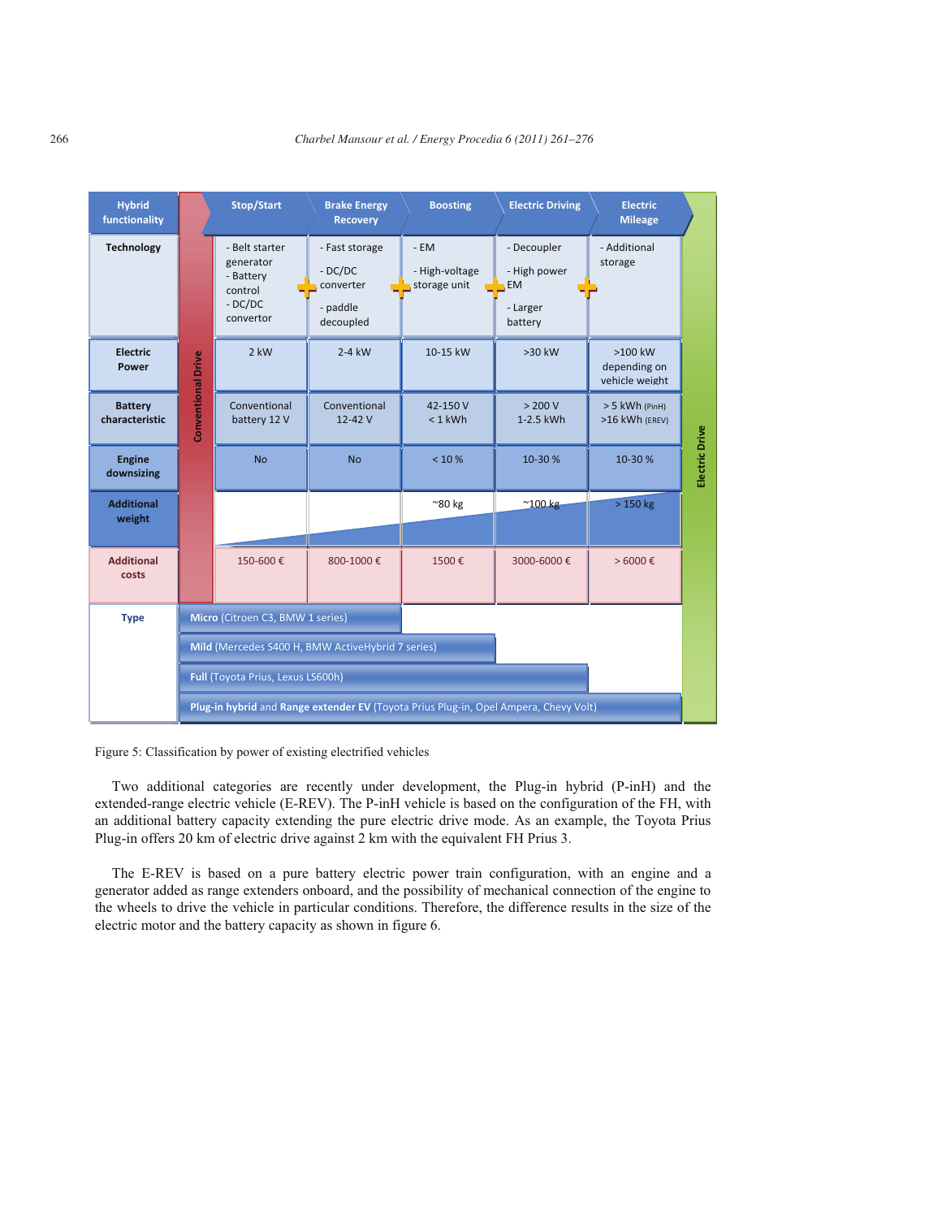| Hybrid functionality | Stop/Start | Brake Energy Recovery | Boosting | Electric Driving | Electric Mileage |
|---|---|---|---|---|---|
| Technology | - Belt starter generator<br>- Battery control<br>- DC/DC convertor | - Fast storage<br>- DC/DC converter<br>- paddle decoupled | - EM<br>- High-voltage storage unit | - Decoupler<br>- High power EM<br>- Larger battery | - Additional storage |
| Electric Power | 2 kW | 2-4 kW | 10-15 kW | >30 kW | >100 kW depending on vehicle weight |
| Battery characteristic | Conventional battery 12 V | Conventional 12-42 V | 42-150 V<br>< 1 kWh | > 200 V<br>1-2.5 kWh | > 5 kWh (PinH)<br>>16 kWh (EREV) |
| Engine downsizing | No | No | < 10 % | 10-30 % | 10-30 % |
| Additional weight | | | ~80 kg | ~100 kg | > 150 kg |
| Additional costs | 150-600 € | 800-1000 € | 1500 € | 3000-6000 € | > 6000 € |

Type:
- **Micro** (Citroen C3, BMW 1 series)
- **Mild** (Mercedes S400 H, BMW ActiveHybrid 7 series)
- **Full** (Toyota Prius, Lexus LS600h)
- **Plug-in hybrid** and **Range extender EV** (Toyota Prius Plug-in, Opel Ampera, Chevy Volt)

Conventional Drive → Electric Drive

Figure 5: Classification by power of existing electrified vehicles

Two additional categories are recently under development, the Plug-in hybrid (P-inH) and the extended-range electric vehicle (E-REV). The P-inH vehicle is based on the configuration of the FH, with an additional battery capacity extending the pure electric drive mode. As an example, the Toyota Prius Plug-in offers 20 km of electric drive against 2 km with the equivalent FH Prius 3.

The E-REV is based on a pure battery electric power train configuration, with an engine and a generator added as range extenders onboard, and the possibility of mechanical connection of the engine to the wheels to drive the vehicle in particular conditions. Therefore, the difference results in the size of the electric motor and the battery capacity as shown in figure 6.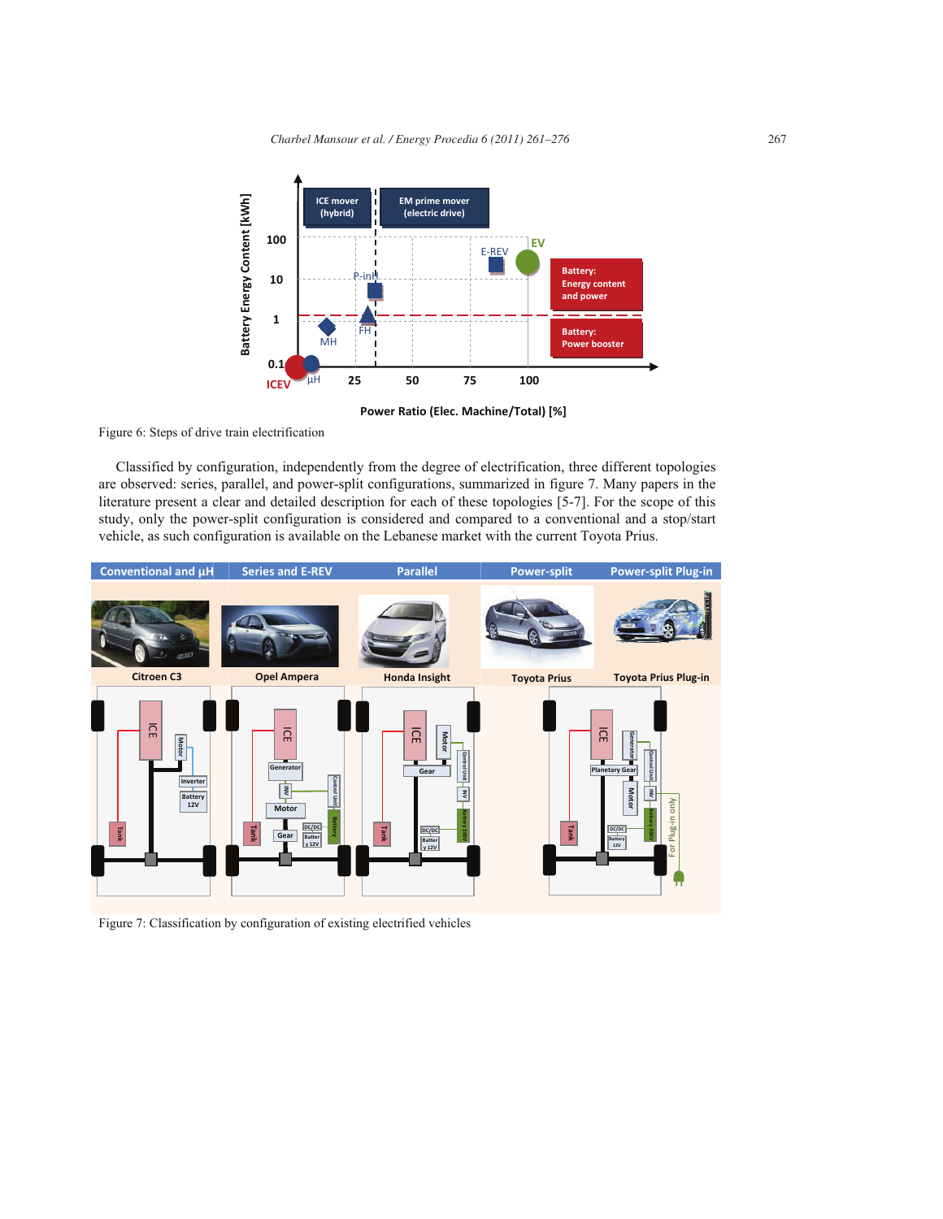Figure 6: Steps of drive train electrification

Classified by configuration, independently from the degree of electrification, three different topologies are observed: series, parallel, and power-split configurations, summarized in figure 7. Many papers in the literature present a clear and detailed description for each of these topologies [5-7]. For the scope of this study, only the power-split configuration is considered and compared to a conventional and a stop/start vehicle, as such configuration is available on the Lebanese market with the current Toyota Prius.

Figure 7: Classification by configuration of existing electrified vehicles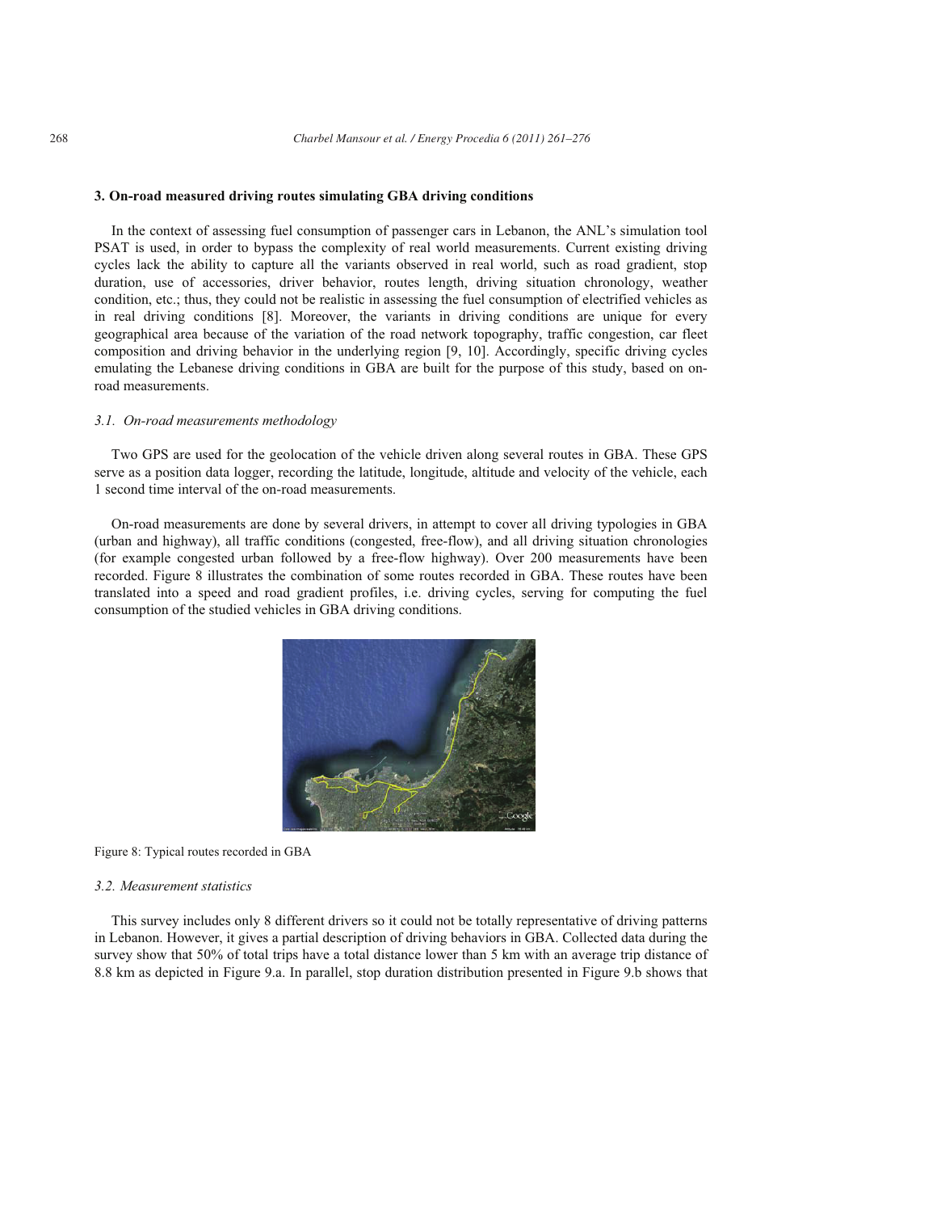### 3. On-road measured driving routes simulating GBA driving conditions

In the context of assessing fuel consumption of passenger cars in Lebanon, the ANL's simulation tool PSAT is used, in order to bypass the complexity of real world measurements. Current existing driving cycles lack the ability to capture all the variants observed in real world, such as road gradient, stop duration, use of accessories, driver behavior, routes length, driving situation chronology, weather condition, etc.; thus, they could not be realistic in assessing the fuel consumption of electrified vehicles as in real driving conditions [8]. Moreover, the variants in driving conditions are unique for every geographical area because of the variation of the road network topography, traffic congestion, car fleet composition and driving behavior in the underlying region [9, 10]. Accordingly, specific driving cycles emulating the Lebanese driving conditions in GBA are built for the purpose of this study, based on on-road measurements.

#### *3.1. On-road measurements methodology*

Two GPS are used for the geolocation of the vehicle driven along several routes in GBA. These GPS serve as a position data logger, recording the latitude, longitude, altitude and velocity of the vehicle, each 1 second time interval of the on-road measurements.

On-road measurements are done by several drivers, in attempt to cover all driving typologies in GBA (urban and highway), all traffic conditions (congested, free-flow), and all driving situation chronologies (for example congested urban followed by a free-flow highway). Over 200 measurements have been recorded. Figure 8 illustrates the combination of some routes recorded in GBA. These routes have been translated into a speed and road gradient profiles, i.e. driving cycles, serving for computing the fuel consumption of the studied vehicles in GBA driving conditions.

Figure 8: Typical routes recorded in GBA

#### *3.2. Measurement statistics*

This survey includes only 8 different drivers so it could not be totally representative of driving patterns in Lebanon. However, it gives a partial description of driving behaviors in GBA. Collected data during the survey show that 50% of total trips have a total distance lower than 5 km with an average trip distance of 8.8 km as depicted in Figure 9.a. In parallel, stop duration distribution presented in Figure 9.b shows that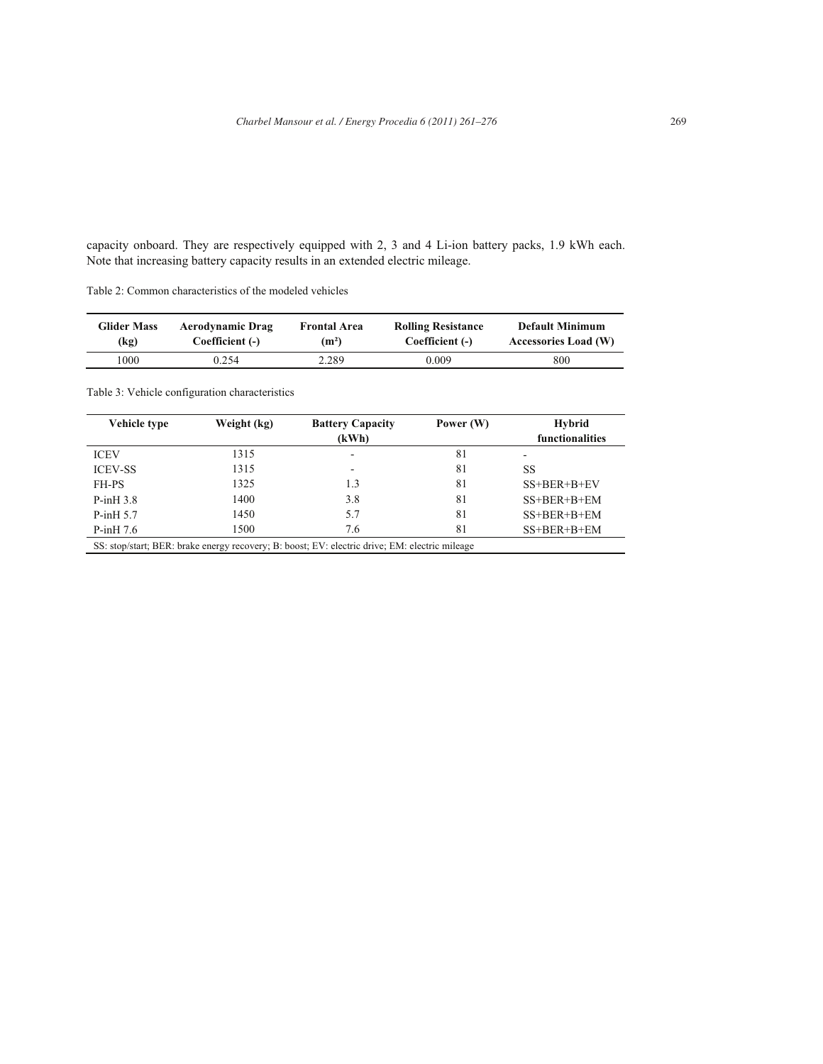capacity onboard. They are respectively equipped with 2, 3 and 4 Li-ion battery packs, 1.9 kWh each. Note that increasing battery capacity results in an extended electric mileage.

Table 2: Common characteristics of the modeled vehicles

| Glider Mass (kg) | Aerodynamic Drag Coefficient (-) | Frontal Area (m²) | Rolling Resistance Coefficient (-) | Default Minimum Accessories Load (W) |
|---|---|---|---|---|
| 1000 | 0.254 | 2.289 | 0.009 | 800 |

Table 3: Vehicle configuration characteristics

| Vehicle type | Weight (kg) | Battery Capacity (kWh) | Power (W) | Hybrid functionalities |
|---|---|---|---|---|
| ICEV | 1315 | - | 81 | - |
| ICEV-SS | 1315 | - | 81 | SS |
| FH-PS | 1325 | 1.3 | 81 | SS+BER+B+EV |
| P-inH 3.8 | 1400 | 3.8 | 81 | SS+BER+B+EM |
| P-inH 5.7 | 1450 | 5.7 | 81 | SS+BER+B+EM |
| P-inH 7.6 | 1500 | 7.6 | 81 | SS+BER+B+EM |

SS: stop/start; BER: brake energy recovery; B: boost; EV: electric drive; EM: electric mileage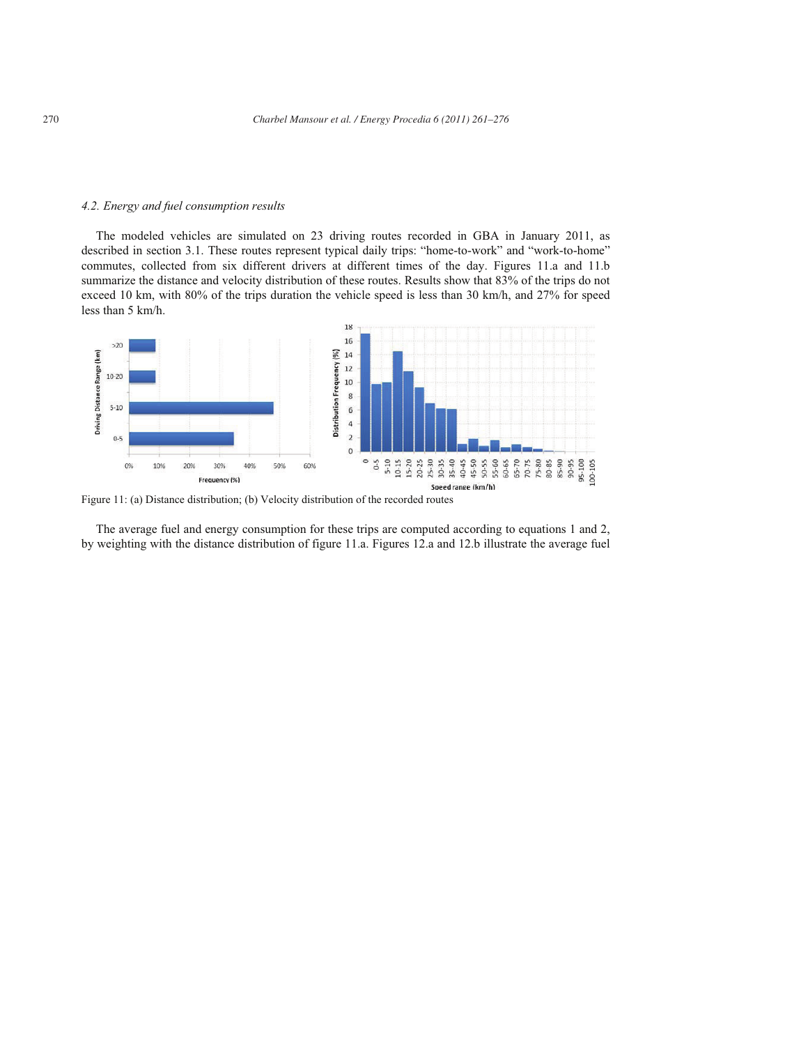### 4.2. Energy and fuel consumption results

The modeled vehicles are simulated on 23 driving routes recorded in GBA in January 2011, as described in section 3.1. These routes represent typical daily trips: "home-to-work" and "work-to-home" commutes, collected from six different drivers at different times of the day. Figures 11.a and 11.b summarize the distance and velocity distribution of these routes. Results show that 83% of the trips do not exceed 10 km, with 80% of the trips duration the vehicle speed is less than 30 km/h, and 27% for speed less than 5 km/h.

Figure 11: (a) Distance distribution; (b) Velocity distribution of the recorded routes

The average fuel and energy consumption for these trips are computed according to equations 1 and 2, by weighting with the distance distribution of figure 11.a. Figures 12.a and 12.b illustrate the average fuel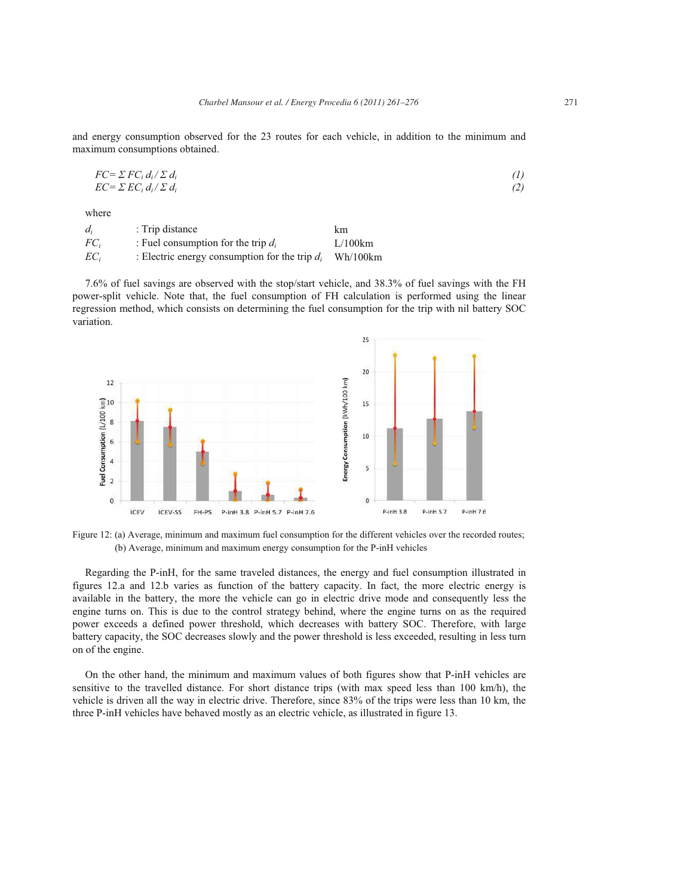and energy consumption observed for the 23 routes for each vehicle, in addition to the minimum and maximum consumptions obtained.

$$FC = \Sigma\, FC_i\, d_i / \Sigma\, d_i \tag{1}$$

$$EC = \Sigma\, EC_i\, d_i / \Sigma\, d_i \tag{2}$$

where

| | | |
|---|---|---|
| $d_i$ | : Trip distance | km |
| $FC_i$ | : Fuel consumption for the trip $d_i$ | L/100km |
| $EC_i$ | : Electric energy consumption for the trip $d_i$ | Wh/100km |

7.6% of fuel savings are observed with the stop/start vehicle, and 38.3% of fuel savings with the FH power-split vehicle. Note that, the fuel consumption of FH calculation is performed using the linear regression method, which consists on determining the fuel consumption for the trip with nil battery SOC variation.

Figure 12: (a) Average, minimum and maximum fuel consumption for the different vehicles over the recorded routes; (b) Average, minimum and maximum energy consumption for the P-inH vehicles

Regarding the P-inH, for the same traveled distances, the energy and fuel consumption illustrated in figures 12.a and 12.b varies as function of the battery capacity. In fact, the more electric energy is available in the battery, the more the vehicle can go in electric drive mode and consequently less the engine turns on. This is due to the control strategy behind, where the engine turns on as the required power exceeds a defined power threshold, which decreases with battery SOC. Therefore, with large battery capacity, the SOC decreases slowly and the power threshold is less exceeded, resulting in less turn on of the engine.

On the other hand, the minimum and maximum values of both figures show that P-inH vehicles are sensitive to the travelled distance. For short distance trips (with max speed less than 100 km/h), the vehicle is driven all the way in electric drive. Therefore, since 83% of the trips were less than 10 km, the three P-inH vehicles have behaved mostly as an electric vehicle, as illustrated in figure 13.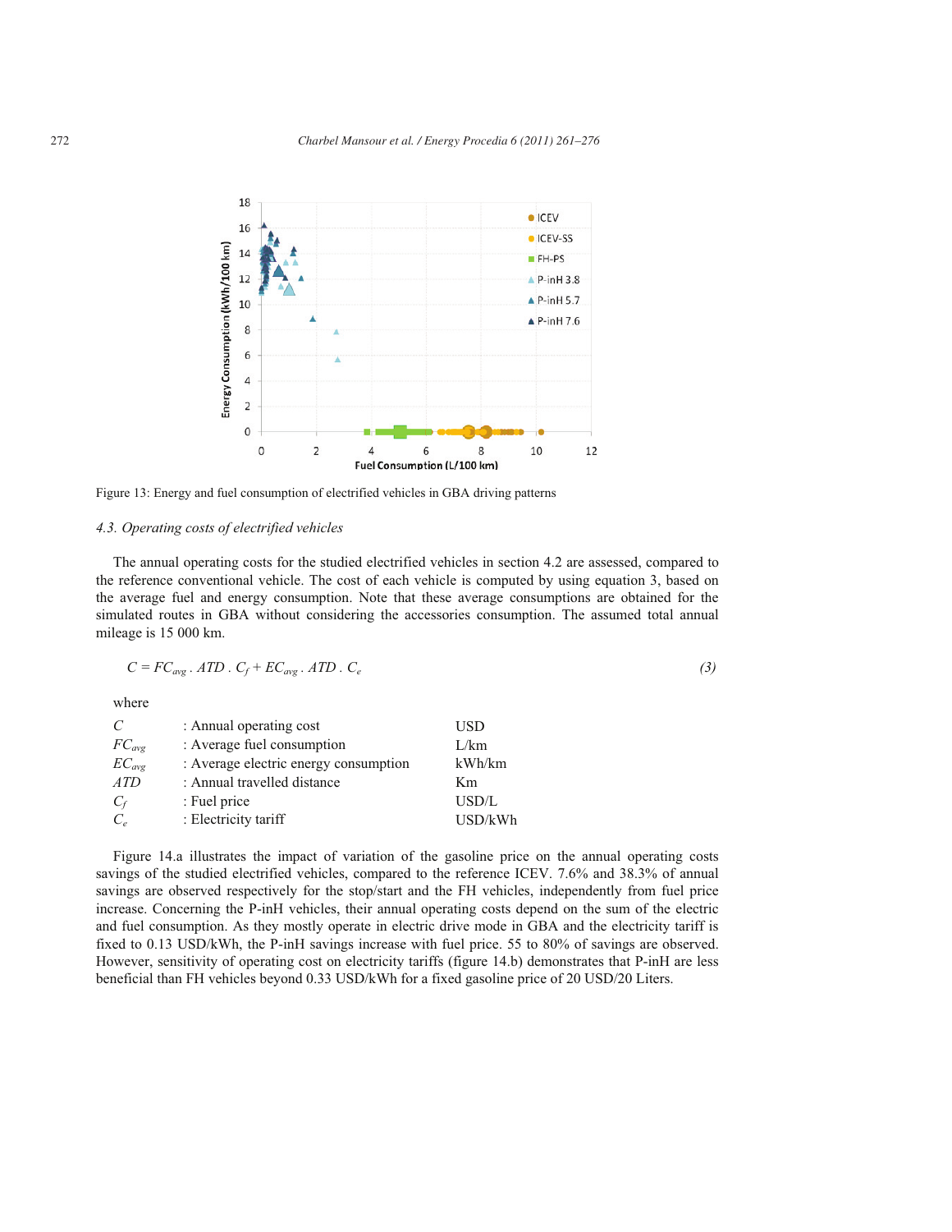Figure 13: Energy and fuel consumption of electrified vehicles in GBA driving patterns

### *4.3. Operating costs of electrified vehicles*

The annual operating costs for the studied electrified vehicles in section 4.2 are assessed, compared to the reference conventional vehicle. The cost of each vehicle is computed by using equation 3, based on the average fuel and energy consumption. Note that these average consumptions are obtained for the simulated routes in GBA without considering the accessories consumption. The assumed total annual mileage is 15 000 km.

$$C = FC_{avg} \,.\, ATD \,.\, C_f + EC_{avg} \,.\, ATD \,.\, C_e \tag{3}$$

where

| | | |
|---|---|---|
| $C$ | : Annual operating cost | USD |
| $FC_{avg}$ | : Average fuel consumption | L/km |
| $EC_{avg}$ | : Average electric energy consumption | kWh/km |
| $ATD$ | : Annual travelled distance | Km |
| $C_f$ | : Fuel price | USD/L |
| $C_e$ | : Electricity tariff | USD/kWh |

Figure 14.a illustrates the impact of variation of the gasoline price on the annual operating costs savings of the studied electrified vehicles, compared to the reference ICEV. 7.6% and 38.3% of annual savings are observed respectively for the stop/start and the FH vehicles, independently from fuel price increase. Concerning the P-inH vehicles, their annual operating costs depend on the sum of the electric and fuel consumption. As they mostly operate in electric drive mode in GBA and the electricity tariff is fixed to 0.13 USD/kWh, the P-inH savings increase with fuel price. 55 to 80% of savings are observed. However, sensitivity of operating cost on electricity tariffs (figure 14.b) demonstrates that P-inH are less beneficial than FH vehicles beyond 0.33 USD/kWh for a fixed gasoline price of 20 USD/20 Liters.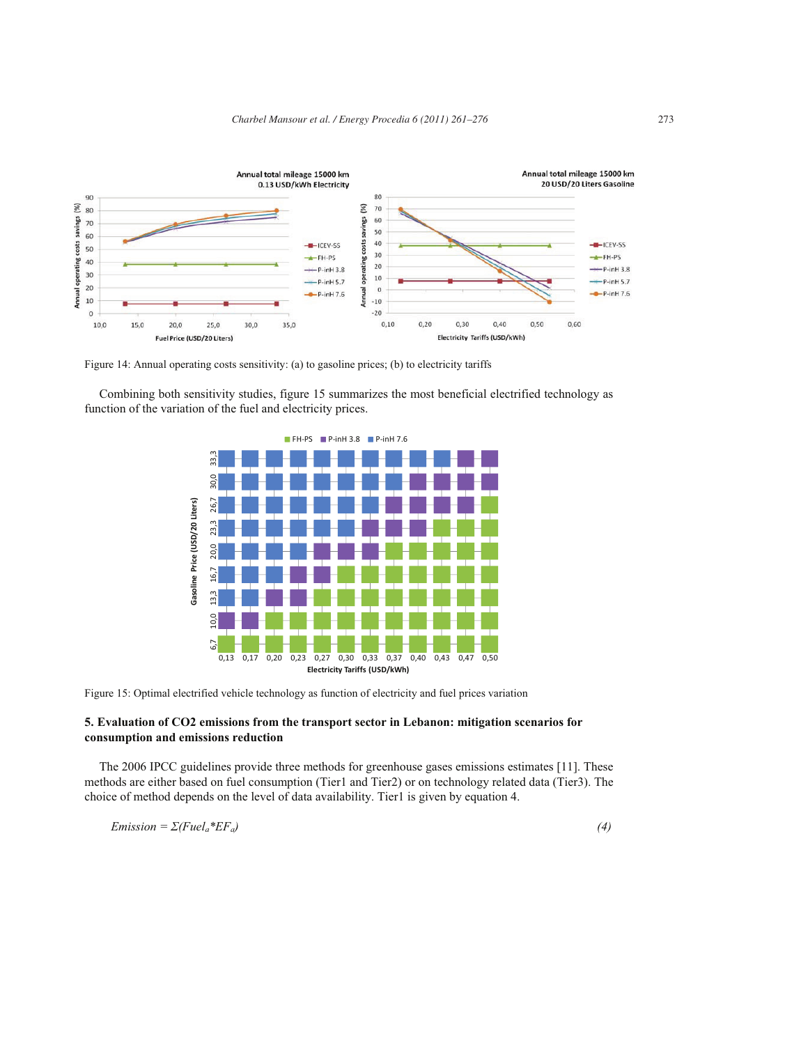Figure 14: Annual operating costs sensitivity: (a) to gasoline prices; (b) to electricity tariffs

Combining both sensitivity studies, figure 15 summarizes the most beneficial electrified technology as function of the variation of the fuel and electricity prices.

Figure 15: Optimal electrified vehicle technology as function of electricity and fuel prices variation

## 5. Evaluation of CO2 emissions from the transport sector in Lebanon: mitigation scenarios for consumption and emissions reduction

The 2006 IPCC guidelines provide three methods for greenhouse gases emissions estimates [11]. These methods are either based on fuel consumption (Tier1 and Tier2) or on technology related data (Tier3). The choice of method depends on the level of data availability. Tier1 is given by equation 4.

$$Emission = \Sigma(Fuel_a * EF_a) \qquad (4)$$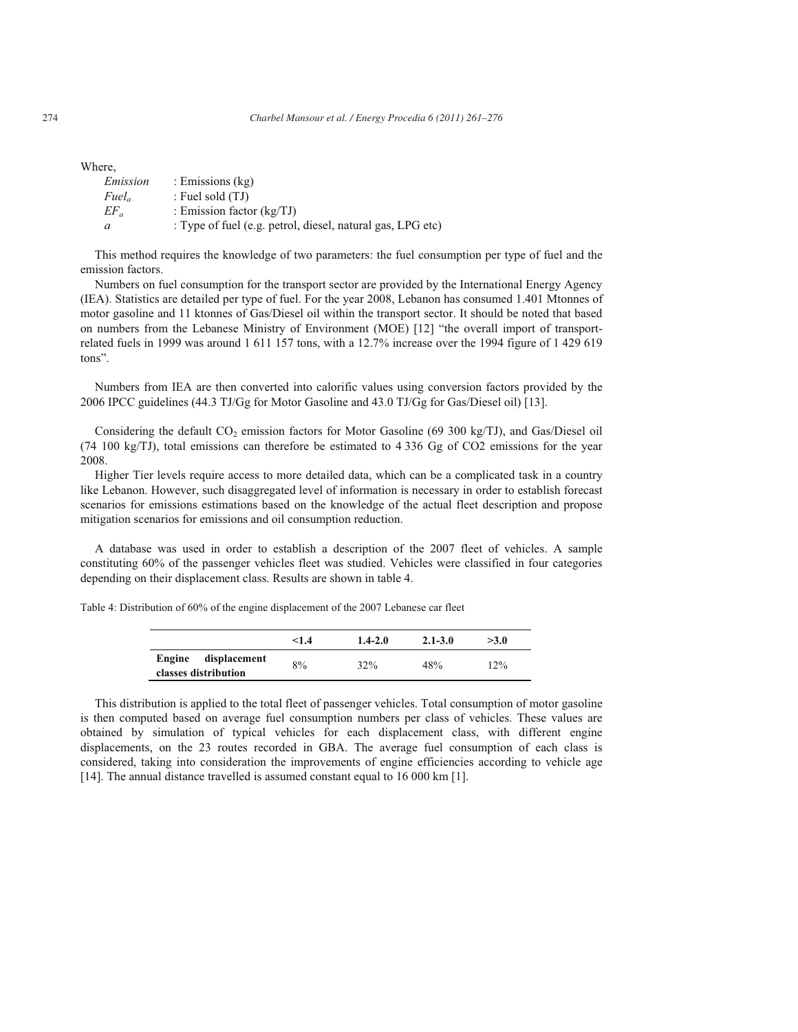Where,

| | |
|---|---|
| *Emission* | : Emissions (kg) |
| $Fuel_a$ | : Fuel sold (TJ) |
| $EF_a$ | : Emission factor (kg/TJ) |
| $a$ | : Type of fuel (e.g. petrol, diesel, natural gas, LPG etc) |

This method requires the knowledge of two parameters: the fuel consumption per type of fuel and the emission factors.

Numbers on fuel consumption for the transport sector are provided by the International Energy Agency (IEA). Statistics are detailed per type of fuel. For the year 2008, Lebanon has consumed 1.401 Mtonnes of motor gasoline and 11 ktonnes of Gas/Diesel oil within the transport sector. It should be noted that based on numbers from the Lebanese Ministry of Environment (MOE) [12] "the overall import of transport-related fuels in 1999 was around 1 611 157 tons, with a 12.7% increase over the 1994 figure of 1 429 619 tons".

Numbers from IEA are then converted into calorific values using conversion factors provided by the 2006 IPCC guidelines (44.3 TJ/Gg for Motor Gasoline and 43.0 TJ/Gg for Gas/Diesel oil) [13].

Considering the default $CO_2$ emission factors for Motor Gasoline (69 300 kg/TJ), and Gas/Diesel oil (74 100 kg/TJ), total emissions can therefore be estimated to 4 336 Gg of CO2 emissions for the year 2008.

Higher Tier levels require access to more detailed data, which can be a complicated task in a country like Lebanon. However, such disaggregated level of information is necessary in order to establish forecast scenarios for emissions estimations based on the knowledge of the actual fleet description and propose mitigation scenarios for emissions and oil consumption reduction.

A database was used in order to establish a description of the 2007 fleet of vehicles. A sample constituting 60% of the passenger vehicles fleet was studied. Vehicles were classified in four categories depending on their displacement class. Results are shown in table 4.

Table 4: Distribution of 60% of the engine displacement of the 2007 Lebanese car fleet

| | <1.4 | 1.4-2.0 | 2.1-3.0 | >3.0 |
|---|---|---|---|---|
| **Engine displacement classes distribution** | 8% | 32% | 48% | 12% |

This distribution is applied to the total fleet of passenger vehicles. Total consumption of motor gasoline is then computed based on average fuel consumption numbers per class of vehicles. These values are obtained by simulation of typical vehicles for each displacement class, with different engine displacements, on the 23 routes recorded in GBA. The average fuel consumption of each class is considered, taking into consideration the improvements of engine efficiencies according to vehicle age [14]. The annual distance travelled is assumed constant equal to 16 000 km [1].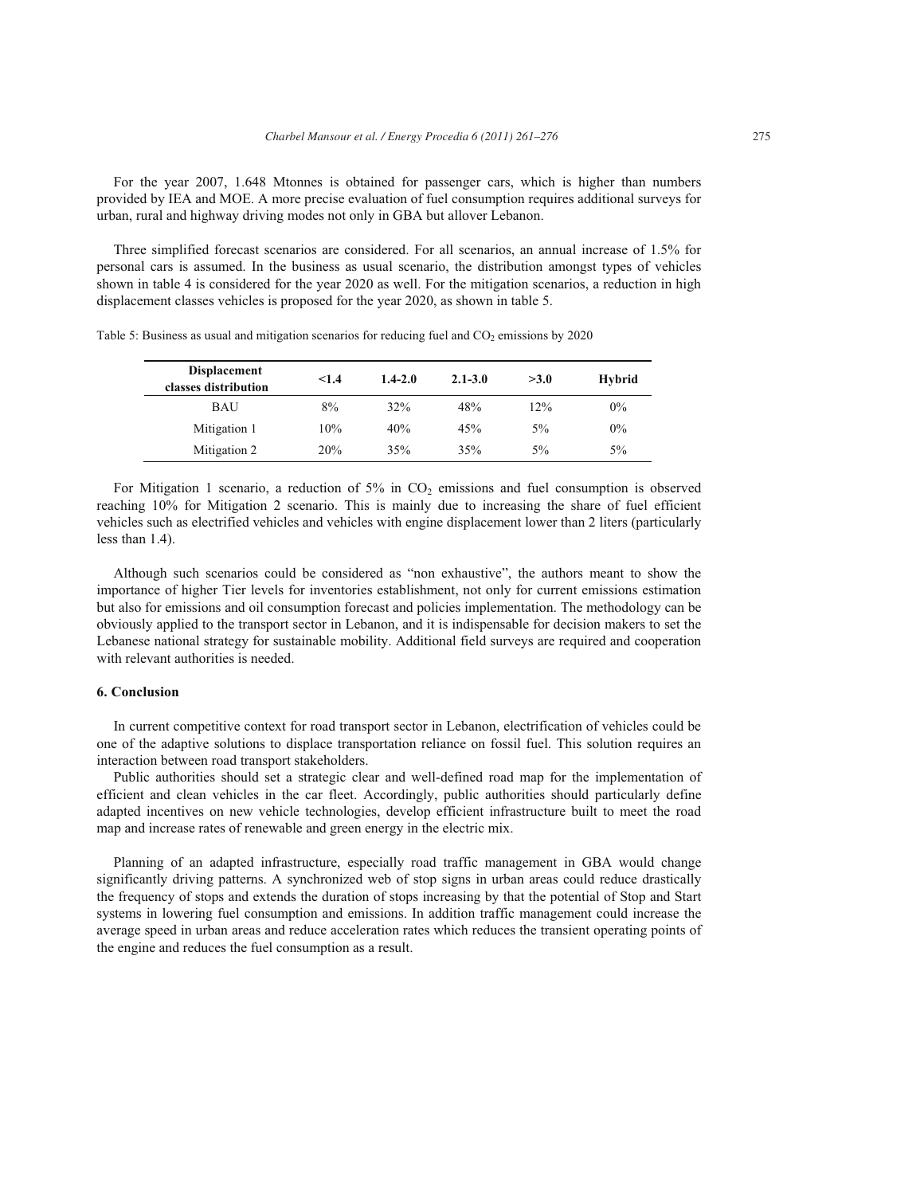For the year 2007, 1.648 Mtonnes is obtained for passenger cars, which is higher than numbers provided by IEA and MOE. A more precise evaluation of fuel consumption requires additional surveys for urban, rural and highway driving modes not only in GBA but allover Lebanon.

Three simplified forecast scenarios are considered. For all scenarios, an annual increase of 1.5% for personal cars is assumed. In the business as usual scenario, the distribution amongst types of vehicles shown in table 4 is considered for the year 2020 as well. For the mitigation scenarios, a reduction in high displacement classes vehicles is proposed for the year 2020, as shown in table 5.

Table 5: Business as usual and mitigation scenarios for reducing fuel and $CO_2$ emissions by 2020

| Displacement classes distribution | <1.4 | 1.4-2.0 | 2.1-3.0 | >3.0 | Hybrid |
|---|---|---|---|---|---|
| BAU | 8% | 32% | 48% | 12% | 0% |
| Mitigation 1 | 10% | 40% | 45% | 5% | 0% |
| Mitigation 2 | 20% | 35% | 35% | 5% | 5% |

For Mitigation 1 scenario, a reduction of 5% in $CO_2$ emissions and fuel consumption is observed reaching 10% for Mitigation 2 scenario. This is mainly due to increasing the share of fuel efficient vehicles such as electrified vehicles and vehicles with engine displacement lower than 2 liters (particularly less than 1.4).

Although such scenarios could be considered as "non exhaustive", the authors meant to show the importance of higher Tier levels for inventories establishment, not only for current emissions estimation but also for emissions and oil consumption forecast and policies implementation. The methodology can be obviously applied to the transport sector in Lebanon, and it is indispensable for decision makers to set the Lebanese national strategy for sustainable mobility. Additional field surveys are required and cooperation with relevant authorities is needed.

## 6. Conclusion

In current competitive context for road transport sector in Lebanon, electrification of vehicles could be one of the adaptive solutions to displace transportation reliance on fossil fuel. This solution requires an interaction between road transport stakeholders.

Public authorities should set a strategic clear and well-defined road map for the implementation of efficient and clean vehicles in the car fleet. Accordingly, public authorities should particularly define adapted incentives on new vehicle technologies, develop efficient infrastructure built to meet the road map and increase rates of renewable and green energy in the electric mix.

Planning of an adapted infrastructure, especially road traffic management in GBA would change significantly driving patterns. A synchronized web of stop signs in urban areas could reduce drastically the frequency of stops and extends the duration of stops increasing by that the potential of Stop and Start systems in lowering fuel consumption and emissions. In addition traffic management could increase the average speed in urban areas and reduce acceleration rates which reduces the transient operating points of the engine and reduces the fuel consumption as a result.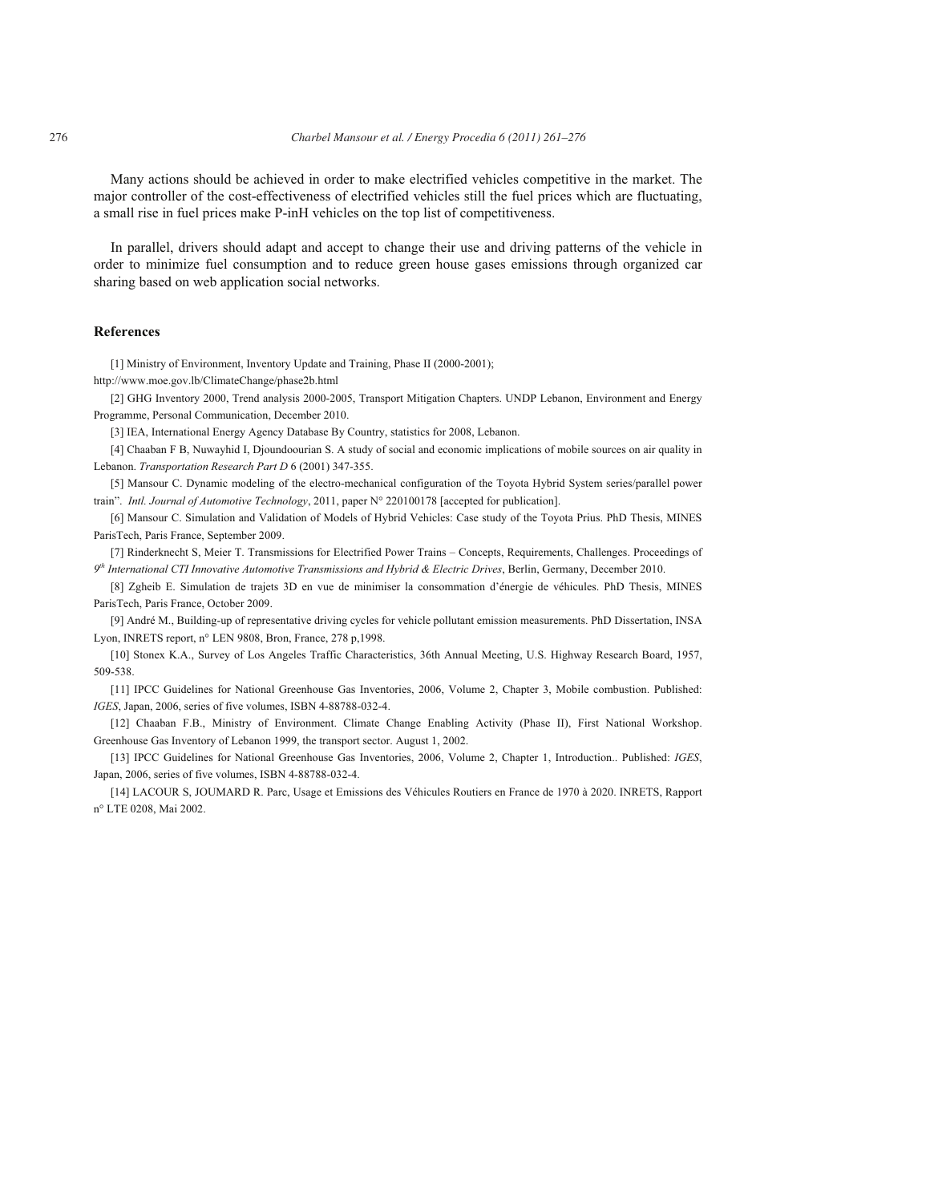Many actions should be achieved in order to make electrified vehicles competitive in the market. The major controller of the cost-effectiveness of electrified vehicles still the fuel prices which are fluctuating, a small rise in fuel prices make P-inH vehicles on the top list of competitiveness.

In parallel, drivers should adapt and accept to change their use and driving patterns of the vehicle in order to minimize fuel consumption and to reduce green house gases emissions through organized car sharing based on web application social networks.

## References

[1] Ministry of Environment, Inventory Update and Training, Phase II (2000-2001); http://www.moe.gov.lb/ClimateChange/phase2b.html

[2] GHG Inventory 2000, Trend analysis 2000-2005, Transport Mitigation Chapters. UNDP Lebanon, Environment and Energy Programme, Personal Communication, December 2010.

[3] IEA, International Energy Agency Database By Country, statistics for 2008, Lebanon.

[4] Chaaban F B, Nuwayhid I, Djoundoourian S. A study of social and economic implications of mobile sources on air quality in Lebanon. *Transportation Research Part D* 6 (2001) 347-355.

[5] Mansour C. Dynamic modeling of the electro-mechanical configuration of the Toyota Hybrid System series/parallel power train". *Intl. Journal of Automotive Technology*, 2011, paper N° 220100178 [accepted for publication].

[6] Mansour C. Simulation and Validation of Models of Hybrid Vehicles: Case study of the Toyota Prius. PhD Thesis, MINES ParisTech, Paris France, September 2009.

[7] Rinderknecht S, Meier T. Transmissions for Electrified Power Trains – Concepts, Requirements, Challenges. Proceedings of *9th International CTI Innovative Automotive Transmissions and Hybrid & Electric Drives*, Berlin, Germany, December 2010.

[8] Zgheib E. Simulation de trajets 3D en vue de minimiser la consommation d'énergie de véhicules. PhD Thesis, MINES ParisTech, Paris France, October 2009.

[9] André M., Building-up of representative driving cycles for vehicle pollutant emission measurements. PhD Dissertation, INSA Lyon, INRETS report, n° LEN 9808, Bron, France, 278 p,1998.

[10] Stonex K.A., Survey of Los Angeles Traffic Characteristics, 36th Annual Meeting, U.S. Highway Research Board, 1957, 509-538.

[11] IPCC Guidelines for National Greenhouse Gas Inventories, 2006, Volume 2, Chapter 3, Mobile combustion. Published: *IGES*, Japan, 2006, series of five volumes, ISBN 4-88788-032-4.

[12] Chaaban F.B., Ministry of Environment. Climate Change Enabling Activity (Phase II), First National Workshop. Greenhouse Gas Inventory of Lebanon 1999, the transport sector. August 1, 2002.

[13] IPCC Guidelines for National Greenhouse Gas Inventories, 2006, Volume 2, Chapter 1, Introduction.. Published: *IGES*, Japan, 2006, series of five volumes, ISBN 4-88788-032-4.

[14] LACOUR S, JOUMARD R. Parc, Usage et Emissions des Véhicules Routiers en France de 1970 à 2020. INRETS, Rapport n° LTE 0208, Mai 2002.